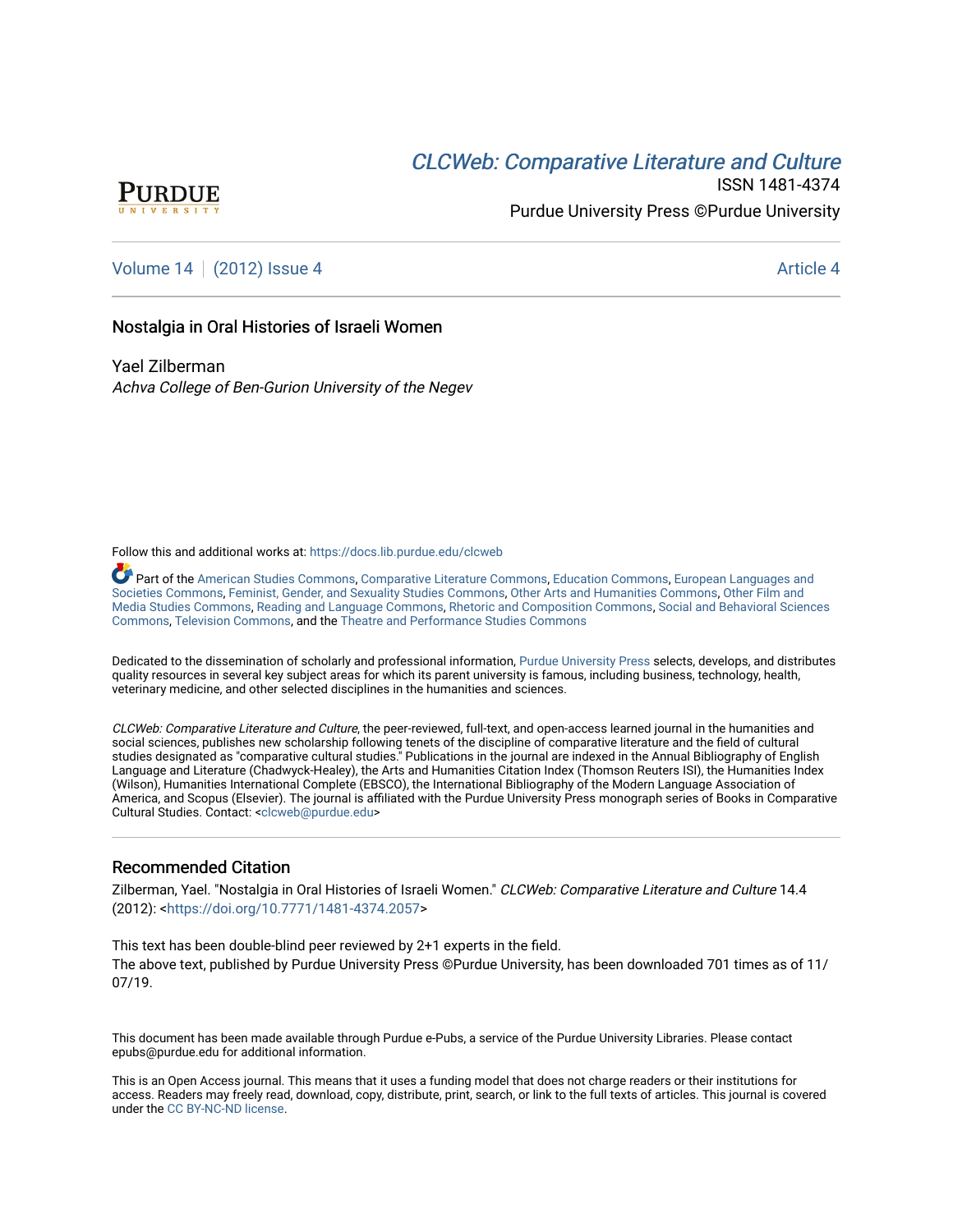PURDUE UNIVERSITY

*CLCWeb: Comparative Literature and Culture*

ISSN 1481-4374

Purdue University Press ©Purdue University

Volume 14 | (2012) Issue 4 Article 4

# Nostalgia in Oral Histories of Israeli Women

Yael Zilberman

*Achva College of Ben-Gurion University of the Negev*

Follow this and additional works at: https://docs.lib.purdue.edu/clcweb

Part of the American Studies Commons, Comparative Literature Commons, Education Commons, European Languages and Societies Commons, Feminist, Gender, and Sexuality Studies Commons, Other Arts and Humanities Commons, Other Film and Media Studies Commons, Reading and Language Commons, Rhetoric and Composition Commons, Social and Behavioral Sciences Commons, Television Commons, and the Theatre and Performance Studies Commons

Dedicated to the dissemination of scholarly and professional information, Purdue University Press selects, develops, and distributes quality resources in several key subject areas for which its parent university is famous, including business, technology, health, veterinary medicine, and other selected disciplines in the humanities and sciences.

*CLCWeb: Comparative Literature and Culture*, the peer-reviewed, full-text, and open-access learned journal in the humanities and social sciences, publishes new scholarship following tenets of the discipline of comparative literature and the field of cultural studies designated as "comparative cultural studies." Publications in the journal are indexed in the Annual Bibliography of English Language and Literature (Chadwyck-Healey), the Arts and Humanities Citation Index (Thomson Reuters ISI), the Humanities Index (Wilson), Humanities International Complete (EBSCO), the International Bibliography of the Modern Language Association of America, and Scopus (Elsevier). The journal is affiliated with the Purdue University Press monograph series of Books in Comparative Cultural Studies. Contact: <clcweb@purdue.edu>

## Recommended Citation

Zilberman, Yael. "Nostalgia in Oral Histories of Israeli Women." *CLCWeb: Comparative Literature and Culture* 14.4 (2012): <https://doi.org/10.7771/1481-4374.2057>

This text has been double-blind peer reviewed by 2+1 experts in the field.
The above text, published by Purdue University Press ©Purdue University, has been downloaded 701 times as of 11/07/19.

This document has been made available through Purdue e-Pubs, a service of the Purdue University Libraries. Please contact epubs@purdue.edu for additional information.

This is an Open Access journal. This means that it uses a funding model that does not charge readers or their institutions for access. Readers may freely read, download, copy, distribute, print, search, or link to the full texts of articles. This journal is covered under the CC BY-NC-ND license.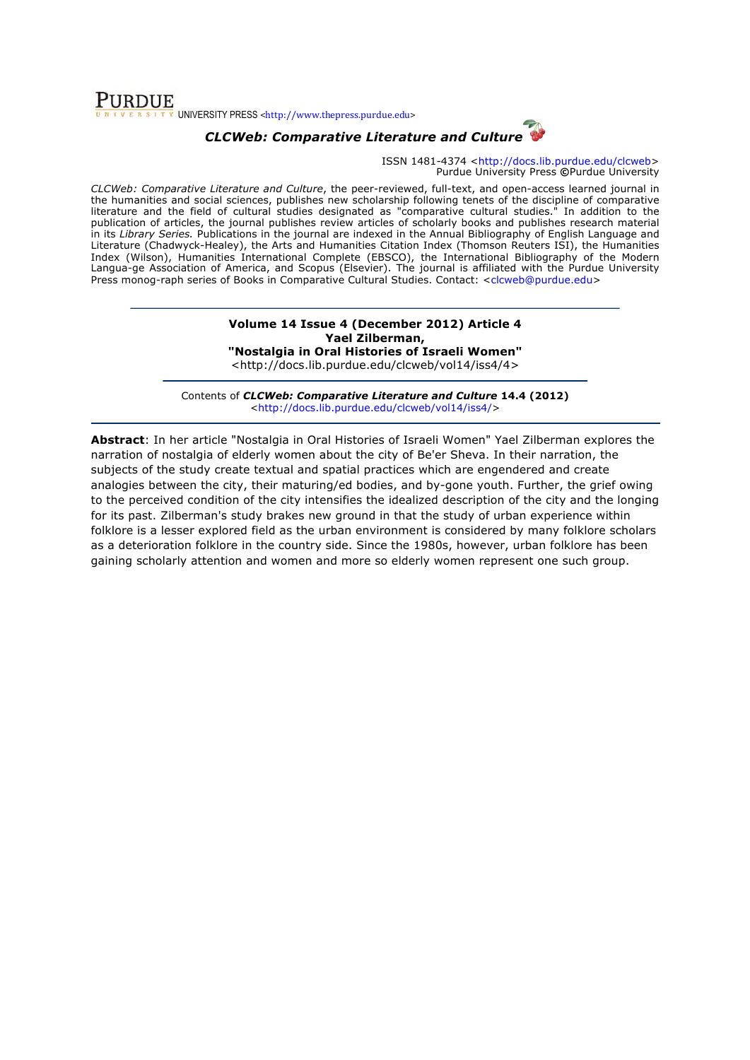PURDUE UNIVERSITY PRESS <http://www.thepress.purdue.edu>

## *CLCWeb: Comparative Literature and Culture*

ISSN 1481-4374 <http://docs.lib.purdue.edu/clcweb>
Purdue University Press ©Purdue University

*CLCWeb: Comparative Literature and Culture*, the peer-reviewed, full-text, and open-access learned journal in the humanities and social sciences, publishes new scholarship following tenets of the discipline of comparative literature and the field of cultural studies designated as "comparative cultural studies." In addition to the publication of articles, the journal publishes review articles of scholarly books and publishes research material in its *Library Series.* Publications in the journal are indexed in the Annual Bibliography of English Language and Literature (Chadwyck-Healey), the Arts and Humanities Citation Index (Thomson Reuters ISI), the Humanities Index (Wilson), Humanities International Complete (EBSCO), the International Bibliography of the Modern Langua-ge Association of America, and Scopus (Elsevier). The journal is affiliated with the Purdue University Press monog-raph series of Books in Comparative Cultural Studies. Contact: <clcweb@purdue.edu>

---

**Volume 14 Issue 4 (December 2012) Article 4**
**Yael Zilberman,**
**"Nostalgia in Oral Histories of Israeli Women"**
<http://docs.lib.purdue.edu/clcweb/vol14/iss4/4>

---

Contents of ***CLCWeb: Comparative Literature and Culture*** **14.4 (2012)**
<http://docs.lib.purdue.edu/clcweb/vol14/iss4/>

---

**Abstract**: In her article "Nostalgia in Oral Histories of Israeli Women" Yael Zilberman explores the narration of nostalgia of elderly women about the city of Be'er Sheva. In their narration, the subjects of the study create textual and spatial practices which are engendered and create analogies between the city, their maturing/ed bodies, and by-gone youth. Further, the grief owing to the perceived condition of the city intensifies the idealized description of the city and the longing for its past. Zilberman's study brakes new ground in that the study of urban experience within folklore is a lesser explored field as the urban environment is considered by many folklore scholars as a deterioration folklore in the country side. Since the 1980s, however, urban folklore has been gaining scholarly attention and women and more so elderly women represent one such group.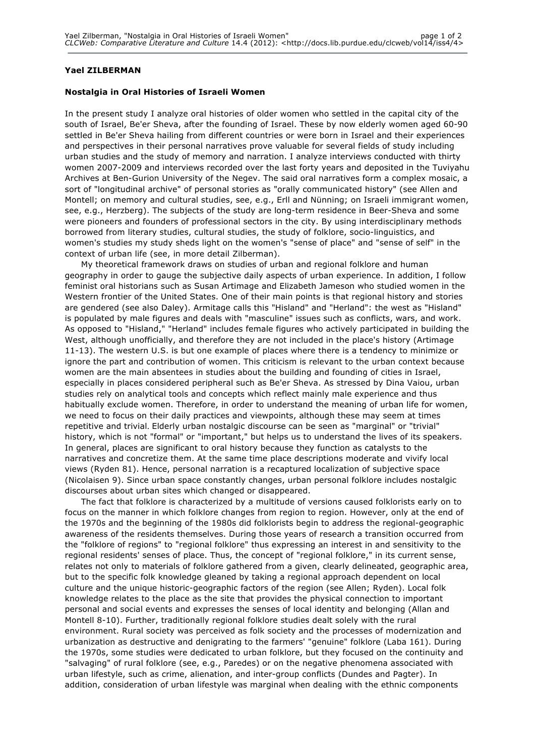**Yael ZILBERMAN**

**Nostalgia in Oral Histories of Israeli Women**

In the present study I analyze oral histories of older women who settled in the capital city of the south of Israel, Be'er Sheva, after the founding of Israel. These by now elderly women aged 60-90 settled in Be'er Sheva hailing from different countries or were born in Israel and their experiences and perspectives in their personal narratives prove valuable for several fields of study including urban studies and the study of memory and narration. I analyze interviews conducted with thirty women 2007-2009 and interviews recorded over the last forty years and deposited in the Tuviyahu Archives at Ben-Gurion University of the Negev. The said oral narratives form a complex mosaic, a sort of "longitudinal archive" of personal stories as "orally communicated history" (see Allen and Montell; on memory and cultural studies, see, e.g., Erll and Nünning; on Israeli immigrant women, see, e.g., Herzberg). The subjects of the study are long-term residence in Beer-Sheva and some were pioneers and founders of professional sectors in the city. By using interdisciplinary methods borrowed from literary studies, cultural studies, the study of folklore, socio-linguistics, and women's studies my study sheds light on the women's "sense of place" and "sense of self" in the context of urban life (see, in more detail Zilberman).

My theoretical framework draws on studies of urban and regional folklore and human geography in order to gauge the subjective daily aspects of urban experience. In addition, I follow feminist oral historians such as Susan Artimage and Elizabeth Jameson who studied women in the Western frontier of the United States. One of their main points is that regional history and stories are gendered (see also Daley). Armitage calls this "Hisland" and "Herland": the west as "Hisland" is populated by male figures and deals with "masculine" issues such as conflicts, wars, and work. As opposed to "Hisland," "Herland" includes female figures who actively participated in building the West, although unofficially, and therefore they are not included in the place's history (Artimage 11-13). The western U.S. is but one example of places where there is a tendency to minimize or ignore the part and contribution of women. This criticism is relevant to the urban context because women are the main absentees in studies about the building and founding of cities in Israel, especially in places considered peripheral such as Be'er Sheva. As stressed by Dina Vaiou, urban studies rely on analytical tools and concepts which reflect mainly male experience and thus habitually exclude women. Therefore, in order to understand the meaning of urban life for women, we need to focus on their daily practices and viewpoints, although these may seem at times repetitive and trivial. Elderly urban nostalgic discourse can be seen as "marginal" or "trivial" history, which is not "formal" or "important," but helps us to understand the lives of its speakers. In general, places are significant to oral history because they function as catalysts to the narratives and concretize them. At the same time place descriptions moderate and vivify local views (Ryden 81). Hence, personal narration is a recaptured localization of subjective space (Nicolaisen 9). Since urban space constantly changes, urban personal folklore includes nostalgic discourses about urban sites which changed or disappeared.

The fact that folklore is characterized by a multitude of versions caused folklorists early on to focus on the manner in which folklore changes from region to region. However, only at the end of the 1970s and the beginning of the 1980s did folklorists begin to address the regional-geographic awareness of the residents themselves. During those years of research a transition occurred from the "folklore of regions" to "regional folklore" thus expressing an interest in and sensitivity to the regional residents' senses of place. Thus, the concept of "regional folklore," in its current sense, relates not only to materials of folklore gathered from a given, clearly delineated, geographic area, but to the specific folk knowledge gleaned by taking a regional approach dependent on local culture and the unique historic-geographic factors of the region (see Allen; Ryden). Local folk knowledge relates to the place as the site that provides the physical connection to important personal and social events and expresses the senses of local identity and belonging (Allan and Montell 8-10). Further, traditionally regional folklore studies dealt solely with the rural environment. Rural society was perceived as folk society and the processes of modernization and urbanization as destructive and denigrating to the farmers' "genuine" folklore (Laba 161). During the 1970s, some studies were dedicated to urban folklore, but they focused on the continuity and "salvaging" of rural folklore (see, e.g., Paredes) or on the negative phenomena associated with urban lifestyle, such as crime, alienation, and inter-group conflicts (Dundes and Pagter). In addition, consideration of urban lifestyle was marginal when dealing with the ethnic components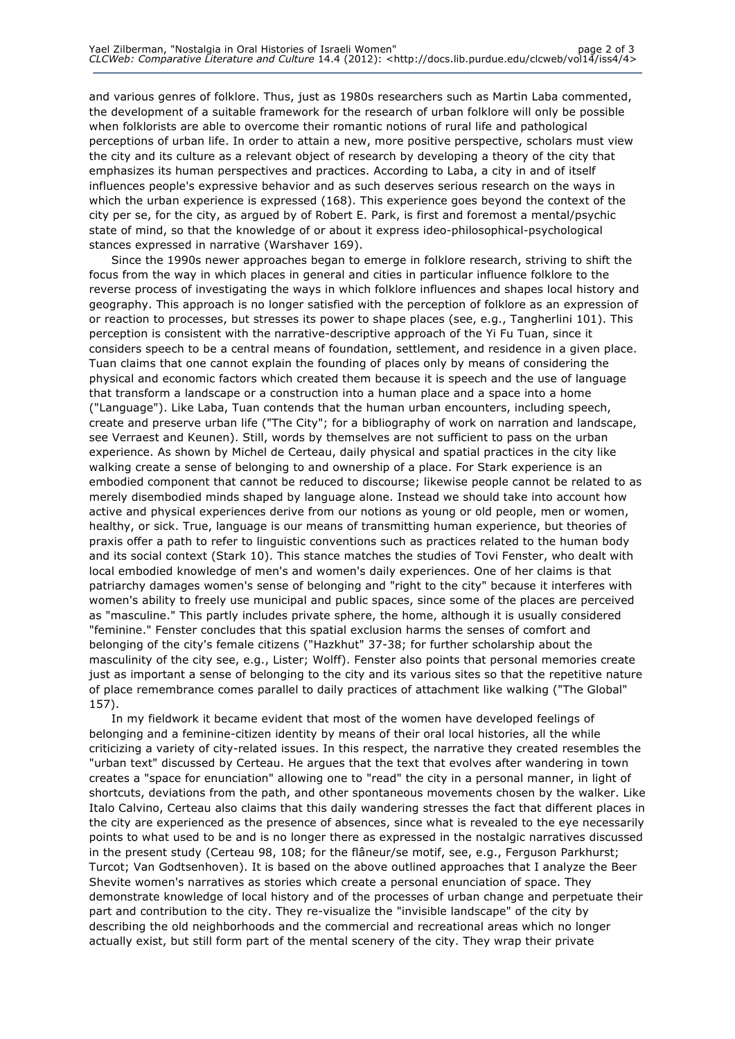and various genres of folklore. Thus, just as 1980s researchers such as Martin Laba commented, the development of a suitable framework for the research of urban folklore will only be possible when folklorists are able to overcome their romantic notions of rural life and pathological perceptions of urban life. In order to attain a new, more positive perspective, scholars must view the city and its culture as a relevant object of research by developing a theory of the city that emphasizes its human perspectives and practices. According to Laba, a city in and of itself influences people's expressive behavior and as such deserves serious research on the ways in which the urban experience is expressed (168). This experience goes beyond the context of the city per se, for the city, as argued by of Robert E. Park, is first and foremost a mental/psychic state of mind, so that the knowledge of or about it express ideo-philosophical-psychological stances expressed in narrative (Warshaver 169).

Since the 1990s newer approaches began to emerge in folklore research, striving to shift the focus from the way in which places in general and cities in particular influence folklore to the reverse process of investigating the ways in which folklore influences and shapes local history and geography. This approach is no longer satisfied with the perception of folklore as an expression of or reaction to processes, but stresses its power to shape places (see, e.g., Tangherlini 101). This perception is consistent with the narrative-descriptive approach of the Yi Fu Tuan, since it considers speech to be a central means of foundation, settlement, and residence in a given place. Tuan claims that one cannot explain the founding of places only by means of considering the physical and economic factors which created them because it is speech and the use of language that transform a landscape or a construction into a human place and a space into a home ("Language"). Like Laba, Tuan contends that the human urban encounters, including speech, create and preserve urban life ("The City"; for a bibliography of work on narration and landscape, see Verraest and Keunen). Still, words by themselves are not sufficient to pass on the urban experience. As shown by Michel de Certeau, daily physical and spatial practices in the city like walking create a sense of belonging to and ownership of a place. For Stark experience is an embodied component that cannot be reduced to discourse; likewise people cannot be related to as merely disembodied minds shaped by language alone. Instead we should take into account how active and physical experiences derive from our notions as young or old people, men or women, healthy, or sick. True, language is our means of transmitting human experience, but theories of praxis offer a path to refer to linguistic conventions such as practices related to the human body and its social context (Stark 10). This stance matches the studies of Tovi Fenster, who dealt with local embodied knowledge of men's and women's daily experiences. One of her claims is that patriarchy damages women's sense of belonging and "right to the city" because it interferes with women's ability to freely use municipal and public spaces, since some of the places are perceived as "masculine." This partly includes private sphere, the home, although it is usually considered "feminine." Fenster concludes that this spatial exclusion harms the senses of comfort and belonging of the city's female citizens ("Hazkhut" 37-38; for further scholarship about the masculinity of the city see, e.g., Lister; Wolff). Fenster also points that personal memories create just as important a sense of belonging to the city and its various sites so that the repetitive nature of place remembrance comes parallel to daily practices of attachment like walking ("The Global" 157).

In my fieldwork it became evident that most of the women have developed feelings of belonging and a feminine-citizen identity by means of their oral local histories, all the while criticizing a variety of city-related issues. In this respect, the narrative they created resembles the "urban text" discussed by Certeau. He argues that the text that evolves after wandering in town creates a "space for enunciation" allowing one to "read" the city in a personal manner, in light of shortcuts, deviations from the path, and other spontaneous movements chosen by the walker. Like Italo Calvino, Certeau also claims that this daily wandering stresses the fact that different places in the city are experienced as the presence of absences, since what is revealed to the eye necessarily points to what used to be and is no longer there as expressed in the nostalgic narratives discussed in the present study (Certeau 98, 108; for the flâneur/se motif, see, e.g., Ferguson Parkhurst; Turcot; Van Godtsenhoven). It is based on the above outlined approaches that I analyze the Beer Shevite women's narratives as stories which create a personal enunciation of space. They demonstrate knowledge of local history and of the processes of urban change and perpetuate their part and contribution to the city. They re-visualize the "invisible landscape" of the city by describing the old neighborhoods and the commercial and recreational areas which no longer actually exist, but still form part of the mental scenery of the city. They wrap their private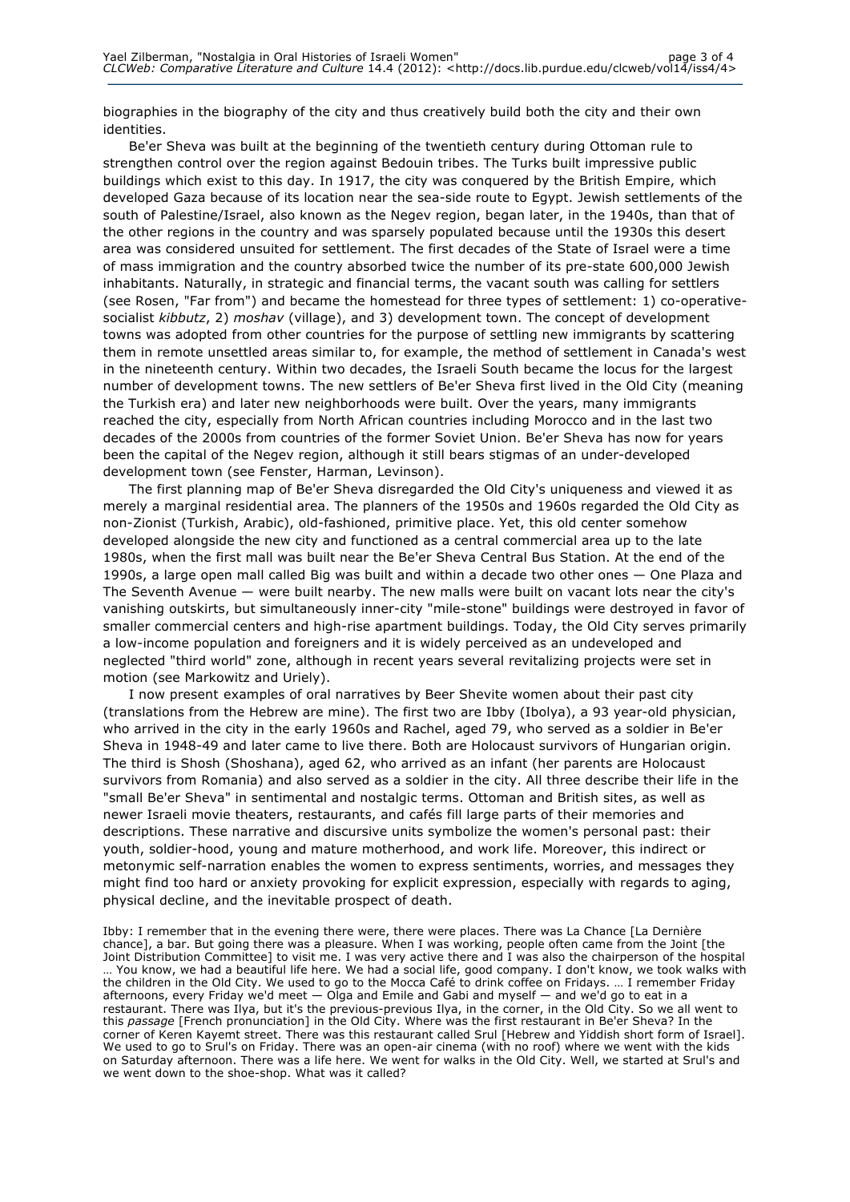biographies in the biography of the city and thus creatively build both the city and their own identities.

Be'er Sheva was built at the beginning of the twentieth century during Ottoman rule to strengthen control over the region against Bedouin tribes. The Turks built impressive public buildings which exist to this day. In 1917, the city was conquered by the British Empire, which developed Gaza because of its location near the sea-side route to Egypt. Jewish settlements of the south of Palestine/Israel, also known as the Negev region, began later, in the 1940s, than that of the other regions in the country and was sparsely populated because until the 1930s this desert area was considered unsuited for settlement. The first decades of the State of Israel were a time of mass immigration and the country absorbed twice the number of its pre-state 600,000 Jewish inhabitants. Naturally, in strategic and financial terms, the vacant south was calling for settlers (see Rosen, "Far from") and became the homestead for three types of settlement: 1) co-operative-socialist *kibbutz*, 2) *moshav* (village), and 3) development town. The concept of development towns was adopted from other countries for the purpose of settling new immigrants by scattering them in remote unsettled areas similar to, for example, the method of settlement in Canada's west in the nineteenth century. Within two decades, the Israeli South became the locus for the largest number of development towns. The new settlers of Be'er Sheva first lived in the Old City (meaning the Turkish era) and later new neighborhoods were built. Over the years, many immigrants reached the city, especially from North African countries including Morocco and in the last two decades of the 2000s from countries of the former Soviet Union. Be'er Sheva has now for years been the capital of the Negev region, although it still bears stigmas of an under-developed development town (see Fenster, Harman, Levinson).

The first planning map of Be'er Sheva disregarded the Old City's uniqueness and viewed it as merely a marginal residential area. The planners of the 1950s and 1960s regarded the Old City as non-Zionist (Turkish, Arabic), old-fashioned, primitive place. Yet, this old center somehow developed alongside the new city and functioned as a central commercial area up to the late 1980s, when the first mall was built near the Be'er Sheva Central Bus Station. At the end of the 1990s, a large open mall called Big was built and within a decade two other ones — One Plaza and The Seventh Avenue — were built nearby. The new malls were built on vacant lots near the city's vanishing outskirts, but simultaneously inner-city "mile-stone" buildings were destroyed in favor of smaller commercial centers and high-rise apartment buildings. Today, the Old City serves primarily a low-income population and foreigners and it is widely perceived as an undeveloped and neglected "third world" zone, although in recent years several revitalizing projects were set in motion (see Markowitz and Uriely).

I now present examples of oral narratives by Beer Shevite women about their past city (translations from the Hebrew are mine). The first two are Ibby (Ibolya), a 93 year-old physician, who arrived in the city in the early 1960s and Rachel, aged 79, who served as a soldier in Be'er Sheva in 1948-49 and later came to live there. Both are Holocaust survivors of Hungarian origin. The third is Shosh (Shoshana), aged 62, who arrived as an infant (her parents are Holocaust survivors from Romania) and also served as a soldier in the city. All three describe their life in the "small Be'er Sheva" in sentimental and nostalgic terms. Ottoman and British sites, as well as newer Israeli movie theaters, restaurants, and cafés fill large parts of their memories and descriptions. These narrative and discursive units symbolize the women's personal past: their youth, soldier-hood, young and mature motherhood, and work life. Moreover, this indirect or metonymic self-narration enables the women to express sentiments, worries, and messages they might find too hard or anxiety provoking for explicit expression, especially with regards to aging, physical decline, and the inevitable prospect of death.

Ibby: I remember that in the evening there were, there were places. There was La Chance [La Dernière chance], a bar. But going there was a pleasure. When I was working, people often came from the Joint [the Joint Distribution Committee] to visit me. I was very active there and I was also the chairperson of the hospital … You know, we had a beautiful life here. We had a social life, good company. I don't know, we took walks with the children in the Old City. We used to go to the Mocca Café to drink coffee on Fridays. … I remember Friday afternoons, every Friday we'd meet — Olga and Emile and Gabi and myself — and we'd go to eat in a restaurant. There was Ilya, but it's the previous-previous Ilya, in the corner, in the Old City. So we all went to this *passage* [French pronunciation] in the Old City. Where was the first restaurant in Be'er Sheva? In the corner of Keren Kayemt street. There was this restaurant called Srul [Hebrew and Yiddish short form of Israel]. We used to go to Srul's on Friday. There was an open-air cinema (with no roof) where we went with the kids on Saturday afternoon. There was a life here. We went for walks in the Old City. Well, we started at Srul's and we went down to the shoe-shop. What was it called?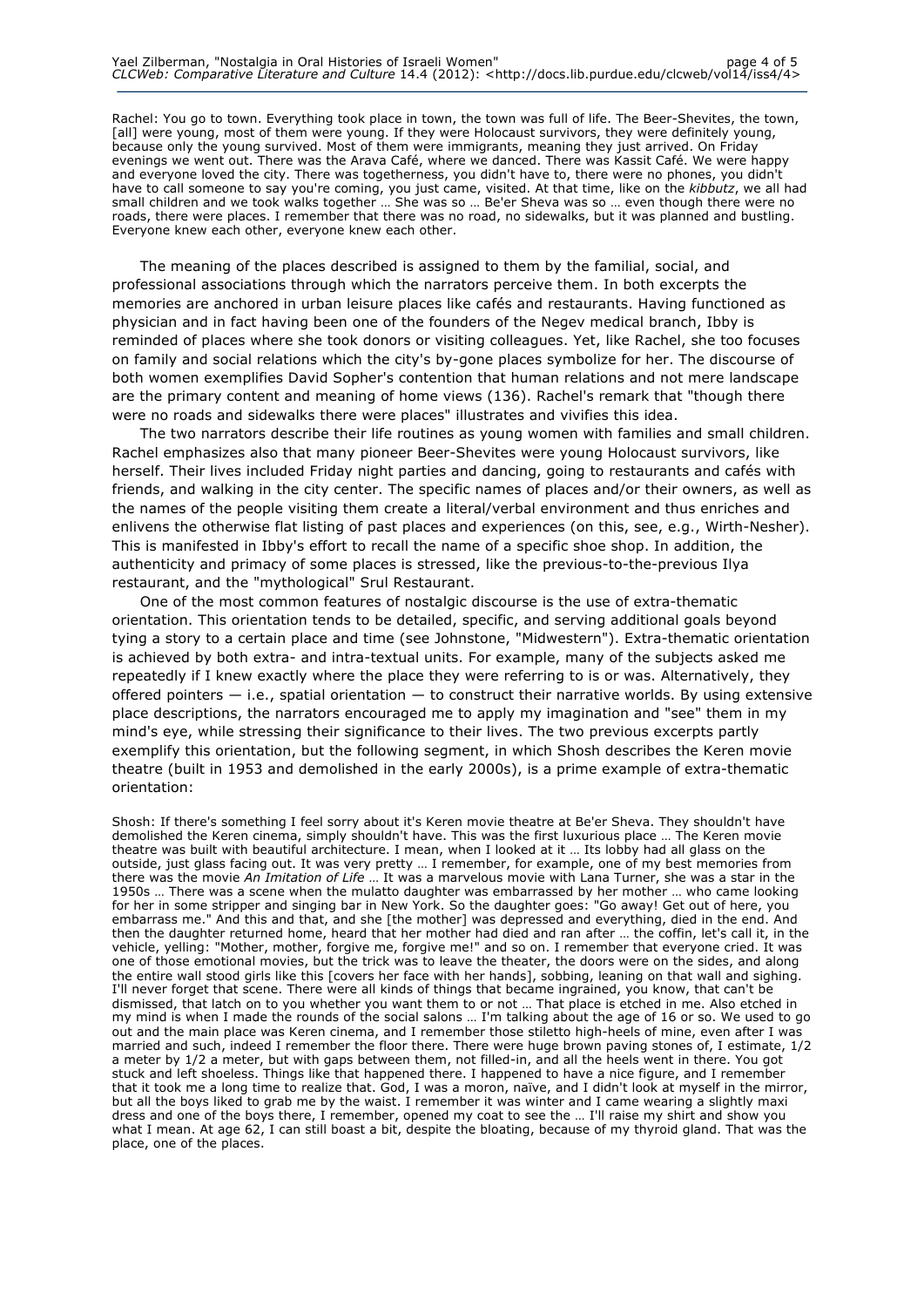Rachel: You go to town. Everything took place in town, the town was full of life. The Beer-Shevites, the town, [all] were young, most of them were young. If they were Holocaust survivors, they were definitely young, because only the young survived. Most of them were immigrants, meaning they just arrived. On Friday evenings we went out. There was the Arava Café, where we danced. There was Kassit Café. We were happy and everyone loved the city. There was togetherness, you didn't have to, there were no phones, you didn't have to call someone to say you're coming, you just came, visited. At that time, like on the *kibbutz*, we all had small children and we took walks together … She was so … Be'er Sheva was so … even though there were no roads, there were places. I remember that there was no road, no sidewalks, but it was planned and bustling. Everyone knew each other, everyone knew each other.

The meaning of the places described is assigned to them by the familial, social, and professional associations through which the narrators perceive them. In both excerpts the memories are anchored in urban leisure places like cafés and restaurants. Having functioned as physician and in fact having been one of the founders of the Negev medical branch, Ibby is reminded of places where she took donors or visiting colleagues. Yet, like Rachel, she too focuses on family and social relations which the city's by-gone places symbolize for her. The discourse of both women exemplifies David Sopher's contention that human relations and not mere landscape are the primary content and meaning of home views (136). Rachel's remark that "though there were no roads and sidewalks there were places" illustrates and vivifies this idea.

The two narrators describe their life routines as young women with families and small children. Rachel emphasizes also that many pioneer Beer-Shevites were young Holocaust survivors, like herself. Their lives included Friday night parties and dancing, going to restaurants and cafés with friends, and walking in the city center. The specific names of places and/or their owners, as well as the names of the people visiting them create a literal/verbal environment and thus enriches and enlivens the otherwise flat listing of past places and experiences (on this, see, e.g., Wirth-Nesher). This is manifested in Ibby's effort to recall the name of a specific shoe shop. In addition, the authenticity and primacy of some places is stressed, like the previous-to-the-previous Ilya restaurant, and the "mythological" Srul Restaurant.

One of the most common features of nostalgic discourse is the use of extra-thematic orientation. This orientation tends to be detailed, specific, and serving additional goals beyond tying a story to a certain place and time (see Johnstone, "Midwestern"). Extra-thematic orientation is achieved by both extra- and intra-textual units. For example, many of the subjects asked me repeatedly if I knew exactly where the place they were referring to is or was. Alternatively, they offered pointers — i.e., spatial orientation — to construct their narrative worlds. By using extensive place descriptions, the narrators encouraged me to apply my imagination and "see" them in my mind's eye, while stressing their significance to their lives. The two previous excerpts partly exemplify this orientation, but the following segment, in which Shosh describes the Keren movie theatre (built in 1953 and demolished in the early 2000s), is a prime example of extra-thematic orientation:

Shosh: If there's something I feel sorry about it's Keren movie theatre at Be'er Sheva. They shouldn't have demolished the Keren cinema, simply shouldn't have. This was the first luxurious place … The Keren movie theatre was built with beautiful architecture. I mean, when I looked at it … Its lobby had all glass on the outside, just glass facing out. It was very pretty … I remember, for example, one of my best memories from there was the movie *An Imitation of Life* … It was a marvelous movie with Lana Turner, she was a star in the 1950s … There was a scene when the mulatto daughter was embarrassed by her mother … who came looking for her in some stripper and singing bar in New York. So the daughter goes: "Go away! Get out of here, you embarrass me." And this and that, and she [the mother] was depressed and everything, died in the end. And then the daughter returned home, heard that her mother had died and ran after … the coffin, let's call it, in the vehicle, yelling: "Mother, mother, forgive me, forgive me!" and so on. I remember that everyone cried. It was one of those emotional movies, but the trick was to leave the theater, the doors were on the sides, and along the entire wall stood girls like this [covers her face with her hands], sobbing, leaning on that wall and sighing. I'll never forget that scene. There were all kinds of things that became ingrained, you know, that can't be dismissed, that latch on to you whether you want them to or not … That place is etched in me. Also etched in my mind is when I made the rounds of the social salons … I'm talking about the age of 16 or so. We used to go out and the main place was Keren cinema, and I remember those stiletto high-heels of mine, even after I was married and such, indeed I remember the floor there. There were huge brown paving stones of, I estimate, 1/2 a meter by 1/2 a meter, but with gaps between them, not filled-in, and all the heels went in there. You got stuck and left shoeless. Things like that happened there. I happened to have a nice figure, and I remember that it took me a long time to realize that. God, I was a moron, naïve, and I didn't look at myself in the mirror, but all the boys liked to grab me by the waist. I remember it was winter and I came wearing a slightly maxi dress and one of the boys there, I remember, opened my coat to see the … I'll raise my shirt and show you what I mean. At age 62, I can still boast a bit, despite the bloating, because of my thyroid gland. That was the place, one of the places.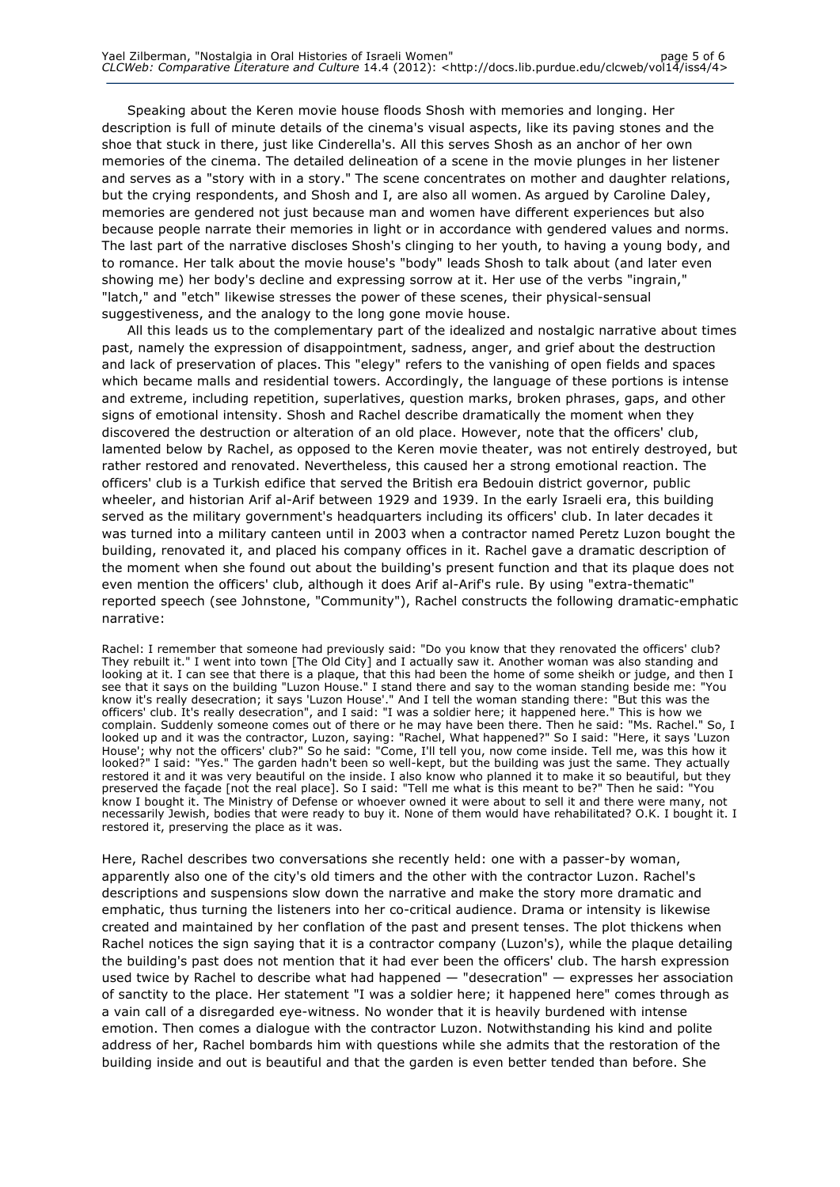Speaking about the Keren movie house floods Shosh with memories and longing. Her description is full of minute details of the cinema's visual aspects, like its paving stones and the shoe that stuck in there, just like Cinderella's. All this serves Shosh as an anchor of her own memories of the cinema. The detailed delineation of a scene in the movie plunges in her listener and serves as a "story with in a story." The scene concentrates on mother and daughter relations, but the crying respondents, and Shosh and I, are also all women. As argued by Caroline Daley, memories are gendered not just because man and women have different experiences but also because people narrate their memories in light or in accordance with gendered values and norms. The last part of the narrative discloses Shosh's clinging to her youth, to having a young body, and to romance. Her talk about the movie house's "body" leads Shosh to talk about (and later even showing me) her body's decline and expressing sorrow at it. Her use of the verbs "ingrain," "latch," and "etch" likewise stresses the power of these scenes, their physical-sensual suggestiveness, and the analogy to the long gone movie house.

All this leads us to the complementary part of the idealized and nostalgic narrative about times past, namely the expression of disappointment, sadness, anger, and grief about the destruction and lack of preservation of places. This "elegy" refers to the vanishing of open fields and spaces which became malls and residential towers. Accordingly, the language of these portions is intense and extreme, including repetition, superlatives, question marks, broken phrases, gaps, and other signs of emotional intensity. Shosh and Rachel describe dramatically the moment when they discovered the destruction or alteration of an old place. However, note that the officers' club, lamented below by Rachel, as opposed to the Keren movie theater, was not entirely destroyed, but rather restored and renovated. Nevertheless, this caused her a strong emotional reaction. The officers' club is a Turkish edifice that served the British era Bedouin district governor, public wheeler, and historian Arif al-Arif between 1929 and 1939. In the early Israeli era, this building served as the military government's headquarters including its officers' club. In later decades it was turned into a military canteen until in 2003 when a contractor named Peretz Luzon bought the building, renovated it, and placed his company offices in it. Rachel gave a dramatic description of the moment when she found out about the building's present function and that its plaque does not even mention the officers' club, although it does Arif al-Arif's rule. By using "extra-thematic" reported speech (see Johnstone, "Community"), Rachel constructs the following dramatic-emphatic narrative:

Rachel: I remember that someone had previously said: "Do you know that they renovated the officers' club? They rebuilt it." I went into town [The Old City] and I actually saw it. Another woman was also standing and looking at it. I can see that there is a plaque, that this had been the home of some sheikh or judge, and then I see that it says on the building "Luzon House." I stand there and say to the woman standing beside me: "You know it's really desecration; it says 'Luzon House'." And I tell the woman standing there: "But this was the officers' club. It's really desecration", and I said: "I was a soldier here; it happened here." This is how we complain. Suddenly someone comes out of there or he may have been there. Then he said: "Ms. Rachel." So, I looked up and it was the contractor, Luzon, saying: "Rachel, What happened?" So I said: "Here, it says 'Luzon House'; why not the officers' club?" So he said: "Come, I'll tell you, now come inside. Tell me, was this how it looked?" I said: "Yes." The garden hadn't been so well-kept, but the building was just the same. They actually restored it and it was very beautiful on the inside. I also know who planned it to make it so beautiful, but they preserved the façade [not the real place]. So I said: "Tell me what is this meant to be?" Then he said: "You know I bought it. The Ministry of Defense or whoever owned it were about to sell it and there were many, not necessarily Jewish, bodies that were ready to buy it. None of them would have rehabilitated? O.K. I bought it. I restored it, preserving the place as it was.

Here, Rachel describes two conversations she recently held: one with a passer-by woman, apparently also one of the city's old timers and the other with the contractor Luzon. Rachel's descriptions and suspensions slow down the narrative and make the story more dramatic and emphatic, thus turning the listeners into her co-critical audience. Drama or intensity is likewise created and maintained by her conflation of the past and present tenses. The plot thickens when Rachel notices the sign saying that it is a contractor company (Luzon's), while the plaque detailing the building's past does not mention that it had ever been the officers' club. The harsh expression used twice by Rachel to describe what had happened — "desecration" — expresses her association of sanctity to the place. Her statement "I was a soldier here; it happened here" comes through as a vain call of a disregarded eye-witness. No wonder that it is heavily burdened with intense emotion. Then comes a dialogue with the contractor Luzon. Notwithstanding his kind and polite address of her, Rachel bombards him with questions while she admits that the restoration of the building inside and out is beautiful and that the garden is even better tended than before. She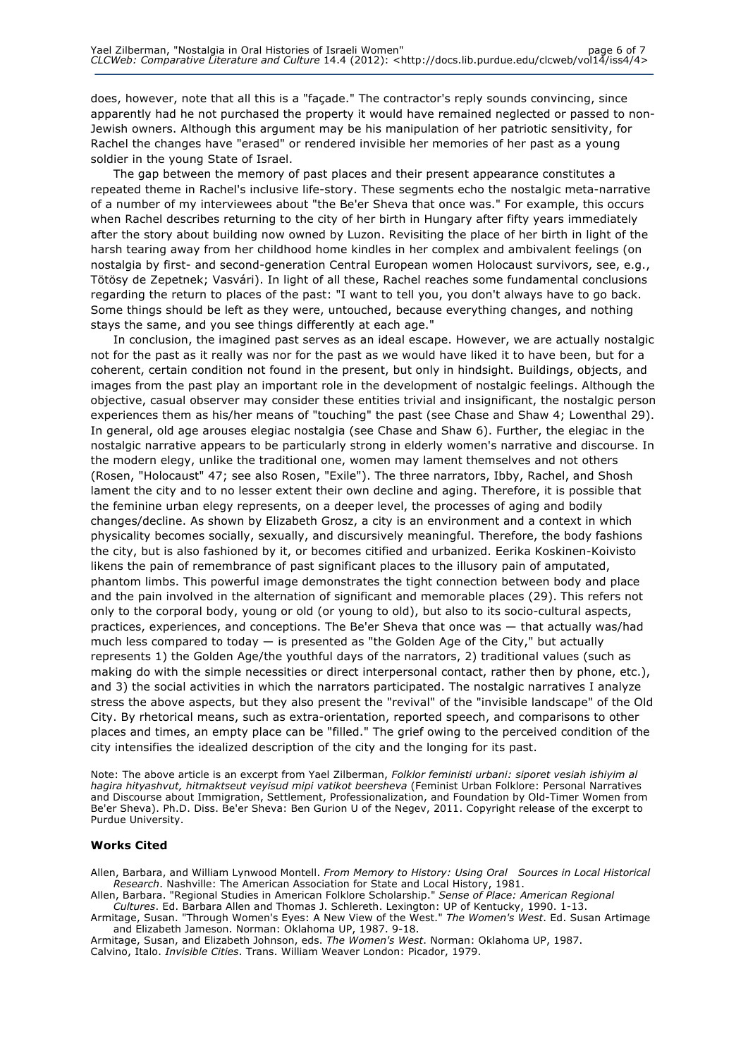does, however, note that all this is a "façade." The contractor's reply sounds convincing, since apparently had he not purchased the property it would have remained neglected or passed to non-Jewish owners. Although this argument may be his manipulation of her patriotic sensitivity, for Rachel the changes have "erased" or rendered invisible her memories of her past as a young soldier in the young State of Israel.

The gap between the memory of past places and their present appearance constitutes a repeated theme in Rachel's inclusive life-story. These segments echo the nostalgic meta-narrative of a number of my interviewees about "the Be'er Sheva that once was." For example, this occurs when Rachel describes returning to the city of her birth in Hungary after fifty years immediately after the story about building now owned by Luzon. Revisiting the place of her birth in light of the harsh tearing away from her childhood home kindles in her complex and ambivalent feelings (on nostalgia by first- and second-generation Central European women Holocaust survivors, see, e.g., Tötösy de Zepetnek; Vasvári). In light of all these, Rachel reaches some fundamental conclusions regarding the return to places of the past: "I want to tell you, you don't always have to go back. Some things should be left as they were, untouched, because everything changes, and nothing stays the same, and you see things differently at each age."

In conclusion, the imagined past serves as an ideal escape. However, we are actually nostalgic not for the past as it really was nor for the past as we would have liked it to have been, but for a coherent, certain condition not found in the present, but only in hindsight. Buildings, objects, and images from the past play an important role in the development of nostalgic feelings. Although the objective, casual observer may consider these entities trivial and insignificant, the nostalgic person experiences them as his/her means of "touching" the past (see Chase and Shaw 4; Lowenthal 29). In general, old age arouses elegiac nostalgia (see Chase and Shaw 6). Further, the elegiac in the nostalgic narrative appears to be particularly strong in elderly women's narrative and discourse. In the modern elegy, unlike the traditional one, women may lament themselves and not others (Rosen, "Holocaust" 47; see also Rosen, "Exile"). The three narrators, Ibby, Rachel, and Shosh lament the city and to no lesser extent their own decline and aging. Therefore, it is possible that the feminine urban elegy represents, on a deeper level, the processes of aging and bodily changes/decline. As shown by Elizabeth Grosz, a city is an environment and a context in which physicality becomes socially, sexually, and discursively meaningful. Therefore, the body fashions the city, but is also fashioned by it, or becomes citified and urbanized. Eerika Koskinen-Koivisto likens the pain of remembrance of past significant places to the illusory pain of amputated, phantom limbs. This powerful image demonstrates the tight connection between body and place and the pain involved in the alternation of significant and memorable places (29). This refers not only to the corporal body, young or old (or young to old), but also to its socio-cultural aspects, practices, experiences, and conceptions. The Be'er Sheva that once was — that actually was/had much less compared to today — is presented as "the Golden Age of the City," but actually represents 1) the Golden Age/the youthful days of the narrators, 2) traditional values (such as making do with the simple necessities or direct interpersonal contact, rather then by phone, etc.), and 3) the social activities in which the narrators participated. The nostalgic narratives I analyze stress the above aspects, but they also present the "revival" of the "invisible landscape" of the Old City. By rhetorical means, such as extra-orientation, reported speech, and comparisons to other places and times, an empty place can be "filled." The grief owing to the perceived condition of the city intensifies the idealized description of the city and the longing for its past.

Note: The above article is an excerpt from Yael Zilberman, *Folklor feministi urbani: siporet vesiah ishiyim al hagira hityashvut, hitmaktseut veyisud mipi vatikot beersheva* (Feminist Urban Folklore: Personal Narratives and Discourse about Immigration, Settlement, Professionalization, and Foundation by Old-Timer Women from Be'er Sheva). Ph.D. Diss. Be'er Sheva: Ben Gurion U of the Negev, 2011. Copyright release of the excerpt to Purdue University.

**Works Cited**

Allen, Barbara, and William Lynwood Montell. *From Memory to History: Using Oral Sources in Local Historical Research*. Nashville: The American Association for State and Local History, 1981.

Allen, Barbara. "Regional Studies in American Folklore Scholarship." *Sense of Place: American Regional Cultures*. Ed. Barbara Allen and Thomas J. Schlereth. Lexington: UP of Kentucky, 1990. 1-13.

Armitage, Susan. "Through Women's Eyes: A New View of the West." *The Women's West*. Ed. Susan Artimage and Elizabeth Jameson. Norman: Oklahoma UP, 1987. 9-18.

Armitage, Susan, and Elizabeth Johnson, eds. *The Women's West*. Norman: Oklahoma UP, 1987.

Calvino, Italo. *Invisible Cities*. Trans. William Weaver London: Picador, 1979.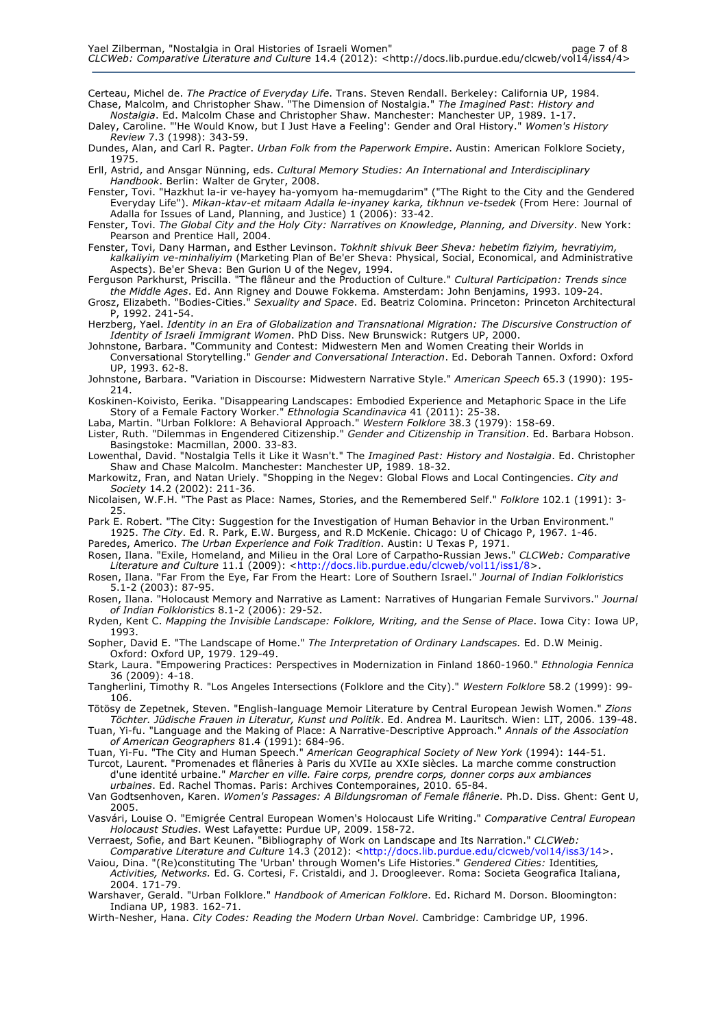Certeau, Michel de. *The Practice of Everyday Life*. Trans. Steven Rendall. Berkeley: California UP, 1984.

Chase, Malcolm, and Christopher Shaw. "The Dimension of Nostalgia." *The Imagined Past*: *History and Nostalgia*. Ed. Malcolm Chase and Christopher Shaw. Manchester: Manchester UP, 1989. 1-17.

Daley, Caroline. "'He Would Know, but I Just Have a Feeling': Gender and Oral History." *Women's History Review* 7.3 (1998): 343-59.

Dundes, Alan, and Carl R. Pagter. *Urban Folk from the Paperwork Empire*. Austin: American Folklore Society, 1975.

Erll, Astrid, and Ansgar Nünning, eds. *Cultural Memory Studies: An International and Interdisciplinary Handbook*. Berlin: Walter de Gryter, 2008.

Fenster, Tovi. "Hazkhut la-ir ve-hayey ha-yomyom ha-memugdarim" ("The Right to the City and the Gendered Everyday Life"). *Mikan-ktav-et mitaam Adalla le-inyaney karka, tikhnun ve-tsedek* (From Here: Journal of Adalla for Issues of Land, Planning, and Justice) 1 (2006): 33-42.

Fenster, Tovi. *The Global City and the Holy City: Narratives on Knowledge, Planning, and Diversity*. New York: Pearson and Prentice Hall, 2004.

Fenster, Tovi, Dany Harman, and Esther Levinson. *Tokhnit shivuk Beer Sheva: hebetim fiziyim, hevratiyim, kalkaliyim ve-minhaliyim* (Marketing Plan of Be'er Sheva: Physical, Social, Economical, and Administrative Aspects). Be'er Sheva: Ben Gurion U of the Negev, 1994.

Ferguson Parkhurst, Priscilla. "The flâneur and the Production of Culture." *Cultural Participation: Trends since the Middle Ages*. Ed. Ann Rigney and Douwe Fokkema. Amsterdam: John Benjamins, 1993. 109-24.

Grosz, Elizabeth. "Bodies-Cities." *Sexuality and Space*. Ed. Beatriz Colomina. Princeton: Princeton Architectural P, 1992. 241-54.

Herzberg, Yael. *Identity in an Era of Globalization and Transnational Migration: The Discursive Construction of Identity of Israeli Immigrant Women*. PhD Diss. New Brunswick: Rutgers UP, 2000.

Johnstone, Barbara. "Community and Contest: Midwestern Men and Women Creating their Worlds in Conversational Storytelling." *Gender and Conversational Interaction*. Ed. Deborah Tannen. Oxford: Oxford UP, 1993. 62-8.

Johnstone, Barbara. "Variation in Discourse: Midwestern Narrative Style." *American Speech* 65.3 (1990): 195-214.

Koskinen-Koivisto, Eerika. "Disappearing Landscapes: Embodied Experience and Metaphoric Space in the Life Story of a Female Factory Worker." *Ethnologia Scandinavica* 41 (2011): 25-38.

Laba, Martin. "Urban Folklore: A Behavioral Approach." *Western Folklore* 38.3 (1979): 158-69.

Lister, Ruth. "Dilemmas in Engendered Citizenship." *Gender and Citizenship in Transition*. Ed. Barbara Hobson. Basingstoke: Macmillan, 2000. 33-83.

Lowenthal, David. "Nostalgia Tells it Like it Wasn't." The *Imagined Past: History and Nostalgia*. Ed. Christopher Shaw and Chase Malcolm. Manchester: Manchester UP, 1989. 18-32.

Markowitz, Fran, and Natan Uriely. "Shopping in the Negev: Global Flows and Local Contingencies. *City and Society* 14.2 (2002): 211-36.

Nicolaisen, W.F.H. "The Past as Place: Names, Stories, and the Remembered Self." *Folklore* 102.1 (1991): 3-25.

Park E. Robert. "The City: Suggestion for the Investigation of Human Behavior in the Urban Environment." 1925. *The City*. Ed. R. Park, E.W. Burgess, and R.D McKenie. Chicago: U of Chicago P, 1967. 1-46.

Paredes, Americo. *The Urban Experience and Folk Tradition*. Austin: U Texas P, 1971.

Rosen, Ilana. "Exile, Homeland, and Milieu in the Oral Lore of Carpatho-Russian Jews." *CLCWeb: Comparative Literature and Culture* 11.1 (2009): <http://docs.lib.purdue.edu/clcweb/vol11/iss1/8>.

Rosen, Ilana. "Far From the Eye, Far From the Heart: Lore of Southern Israel." *Journal of Indian Folkloristics* 5.1-2 (2003): 87-95.

Rosen, Ilana. "Holocaust Memory and Narrative as Lament: Narratives of Hungarian Female Survivors." *Journal of Indian Folkloristics* 8.1-2 (2006): 29-52.

Ryden, Kent C. *Mapping the Invisible Landscape: Folklore, Writing, and the Sense of Place*. Iowa City: Iowa UP, 1993.

Sopher, David E. "The Landscape of Home." *The Interpretation of Ordinary Landscapes.* Ed. D.W Meinig. Oxford: Oxford UP, 1979. 129-49.

Stark, Laura. "Empowering Practices: Perspectives in Modernization in Finland 1860-1960." *Ethnologia Fennica* 36 (2009): 4-18.

Tangherlini, Timothy R. "Los Angeles Intersections (Folklore and the City)." *Western Folklore* 58.2 (1999): 99-106.

Tötösy de Zepetnek, Steven. "English-language Memoir Literature by Central European Jewish Women." *Zions Töchter. Jüdische Frauen in Literatur, Kunst und Politik*. Ed. Andrea M. Lauritsch. Wien: LIT, 2006. 139-48.

Tuan, Yi-fu. "Language and the Making of Place: A Narrative-Descriptive Approach." *Annals of the Association of American Geographers* 81.4 (1991): 684-96.

Tuan, Yi-Fu. "The City and Human Speech." *American Geographical Society of New York* (1994): 144-51.

Turcot, Laurent. "Promenades et flâneries à Paris du XVIIe au XXIe siècles. La marche comme construction d'une identité urbaine." *Marcher en ville. Faire corps, prendre corps, donner corps aux ambiances urbaines*. Ed. Rachel Thomas. Paris: Archives Contemporaines, 2010. 65-84.

Van Godtsenhoven, Karen. *Women's Passages: A Bildungsroman of Female flânerie*. Ph.D. Diss. Ghent: Gent U, 2005.

Vasvári, Louise O. "Emigrée Central European Women's Holocaust Life Writing." *Comparative Central European Holocaust Studies*. West Lafayette: Purdue UP, 2009. 158-72.

Verraest, Sofie, and Bart Keunen. "Bibliography of Work on Landscape and Its Narration." *CLCWeb: Comparative Literature and Culture* 14.3 (2012): <http://docs.lib.purdue.edu/clcweb/vol14/iss3/14>.

Vaiou, Dina. "(Re)constituting The 'Urban' through Women's Life Histories." *Gendered Cities:* Identities*, Activities, Networks.* Ed. G. Cortesi, F. Cristaldi, and J. Droogleever. Roma: Societa Geografica Italiana, 2004. 171-79.

Warshaver, Gerald. "Urban Folklore." *Handbook of American Folklore*. Ed. Richard M. Dorson. Bloomington: Indiana UP, 1983. 162-71.

Wirth-Nesher, Hana. *City Codes: Reading the Modern Urban Novel*. Cambridge: Cambridge UP, 1996.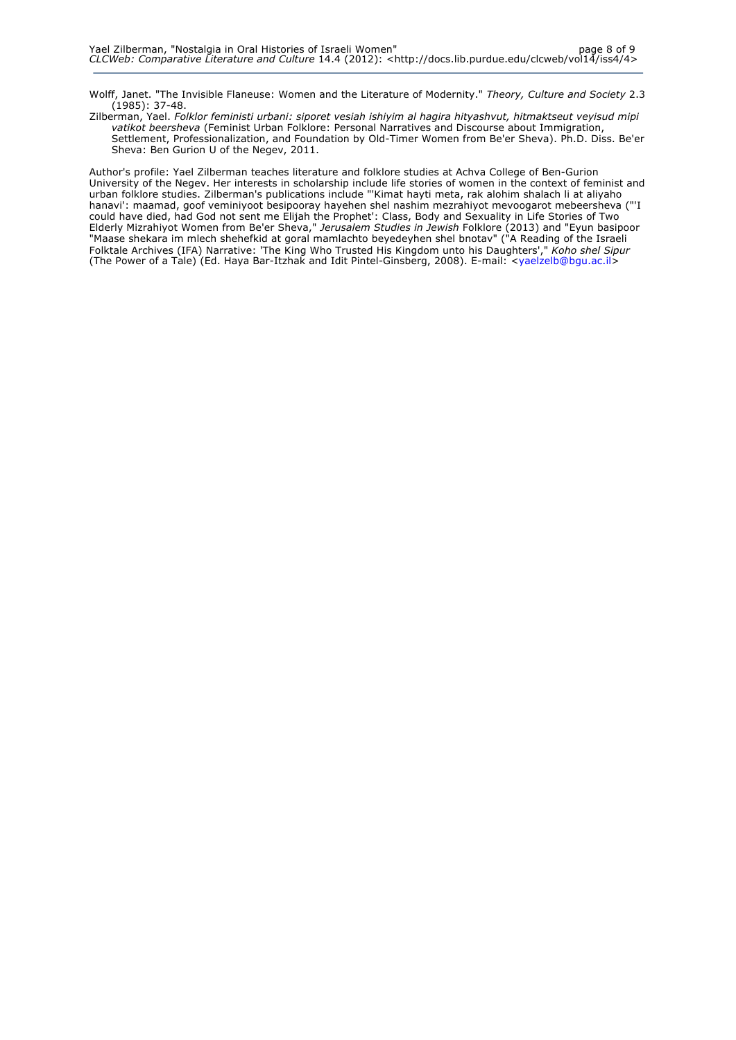Wolff, Janet. "The Invisible Flaneuse: Women and the Literature of Modernity." *Theory, Culture and Society* 2.3 (1985): 37-48.

Zilberman, Yael. *Folklor feministi urbani: siporet vesiah ishiyim al hagira hityashvut, hitmaktseut veyisud mipi vatikot beersheva* (Feminist Urban Folklore: Personal Narratives and Discourse about Immigration, Settlement, Professionalization, and Foundation by Old-Timer Women from Be'er Sheva). Ph.D. Diss. Be'er Sheva: Ben Gurion U of the Negev, 2011.

Author's profile: Yael Zilberman teaches literature and folklore studies at Achva College of Ben-Gurion University of the Negev. Her interests in scholarship include life stories of women in the context of feminist and urban folklore studies. Zilberman's publications include "'Kimat hayti meta, rak alohim shalach li at aliyaho hanavi': maamad, goof veminiyoot besipooray hayehen shel nashim mezrahiyot mevoogarot mebeersheva ("'I could have died, had God not sent me Elijah the Prophet': Class, Body and Sexuality in Life Stories of Two Elderly Mizrahiyot Women from Be'er Sheva," *Jerusalem Studies in Jewish* Folklore (2013) and "Eyun basipoor "Maase shekara im mlech shehefkid at goral mamlachto beyedeyhen shel bnotav" ("A Reading of the Israeli Folktale Archives (IFA) Narrative: 'The King Who Trusted His Kingdom unto his Daughters'," *Koho shel Sipur* (The Power of a Tale) (Ed. Haya Bar-Itzhak and Idit Pintel-Ginsberg, 2008). E-mail: <yaelzelb@bgu.ac.il>